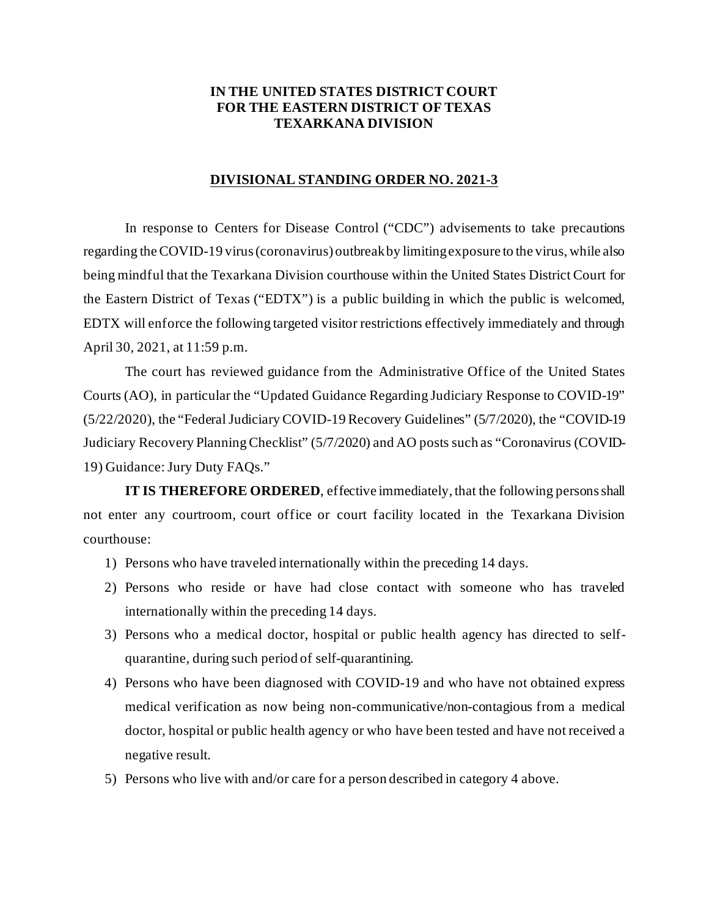**IN THE UNITED STATES DISTRICT COURT**
**FOR THE EASTERN DISTRICT OF TEXAS**
**TEXARKANA DIVISION**

**DIVISIONAL STANDING ORDER NO. 2021-3**

In response to Centers for Disease Control ("CDC") advisements to take precautions regarding the COVID-19 virus (coronavirus) outbreak by limiting exposure to the virus, while also being mindful that the Texarkana Division courthouse within the United States District Court for the Eastern District of Texas ("EDTX") is a public building in which the public is welcomed, EDTX will enforce the following targeted visitor restrictions effectively immediately and through April 30, 2021, at 11:59 p.m.

The court has reviewed guidance from the Administrative Office of the United States Courts (AO), in particular the "Updated Guidance Regarding Judiciary Response to COVID-19" (5/22/2020), the "Federal Judiciary COVID-19 Recovery Guidelines" (5/7/2020), the "COVID-19 Judiciary Recovery Planning Checklist" (5/7/2020) and AO posts such as "Coronavirus (COVID-19) Guidance: Jury Duty FAQs."

**IT IS THEREFORE ORDERED**, effective immediately, that the following persons shall not enter any courtroom, court office or court facility located in the Texarkana Division courthouse:

1) Persons who have traveled internationally within the preceding 14 days.
2) Persons who reside or have had close contact with someone who has traveled internationally within the preceding 14 days.
3) Persons who a medical doctor, hospital or public health agency has directed to self-quarantine, during such period of self-quarantining.
4) Persons who have been diagnosed with COVID-19 and who have not obtained express medical verification as now being non-communicative/non-contagious from a medical doctor, hospital or public health agency or who have been tested and have not received a negative result.
5) Persons who live with and/or care for a person described in category 4 above.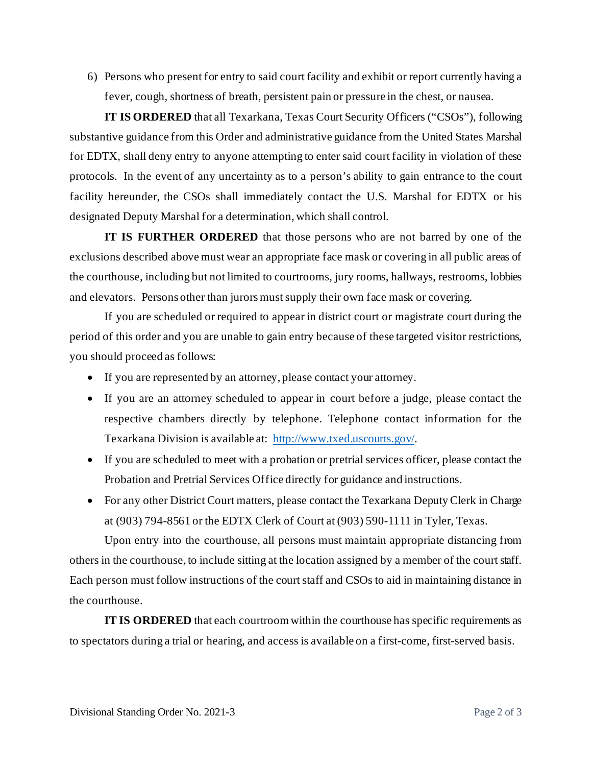6) Persons who present for entry to said court facility and exhibit or report currently having a fever, cough, shortness of breath, persistent pain or pressure in the chest, or nausea.

**IT IS ORDERED** that all Texarkana, Texas Court Security Officers ("CSOs"), following substantive guidance from this Order and administrative guidance from the United States Marshal for EDTX, shall deny entry to anyone attempting to enter said court facility in violation of these protocols. In the event of any uncertainty as to a person's ability to gain entrance to the court facility hereunder, the CSOs shall immediately contact the U.S. Marshal for EDTX or his designated Deputy Marshal for a determination, which shall control.

**IT IS FURTHER ORDERED** that those persons who are not barred by one of the exclusions described above must wear an appropriate face mask or covering in all public areas of the courthouse, including but not limited to courtrooms, jury rooms, hallways, restrooms, lobbies and elevators. Persons other than jurors must supply their own face mask or covering.

If you are scheduled or required to appear in district court or magistrate court during the period of this order and you are unable to gain entry because of these targeted visitor restrictions, you should proceed as follows:

- If you are represented by an attorney, please contact your attorney.
- If you are an attorney scheduled to appear in court before a judge, please contact the respective chambers directly by telephone. Telephone contact information for the Texarkana Division is available at: [http://www.txed.uscourts.gov/](http://www.txed.uscourts.gov/).
- If you are scheduled to meet with a probation or pretrial services officer, please contact the Probation and Pretrial Services Office directly for guidance and instructions.
- For any other District Court matters, please contact the Texarkana Deputy Clerk in Charge at (903) 794-8561 or the EDTX Clerk of Court at (903) 590-1111 in Tyler, Texas.

Upon entry into the courthouse, all persons must maintain appropriate distancing from others in the courthouse, to include sitting at the location assigned by a member of the court staff. Each person must follow instructions of the court staff and CSOs to aid in maintaining distance in the courthouse.

**IT IS ORDERED** that each courtroom within the courthouse has specific requirements as to spectators during a trial or hearing, and access is available on a first-come, first-served basis.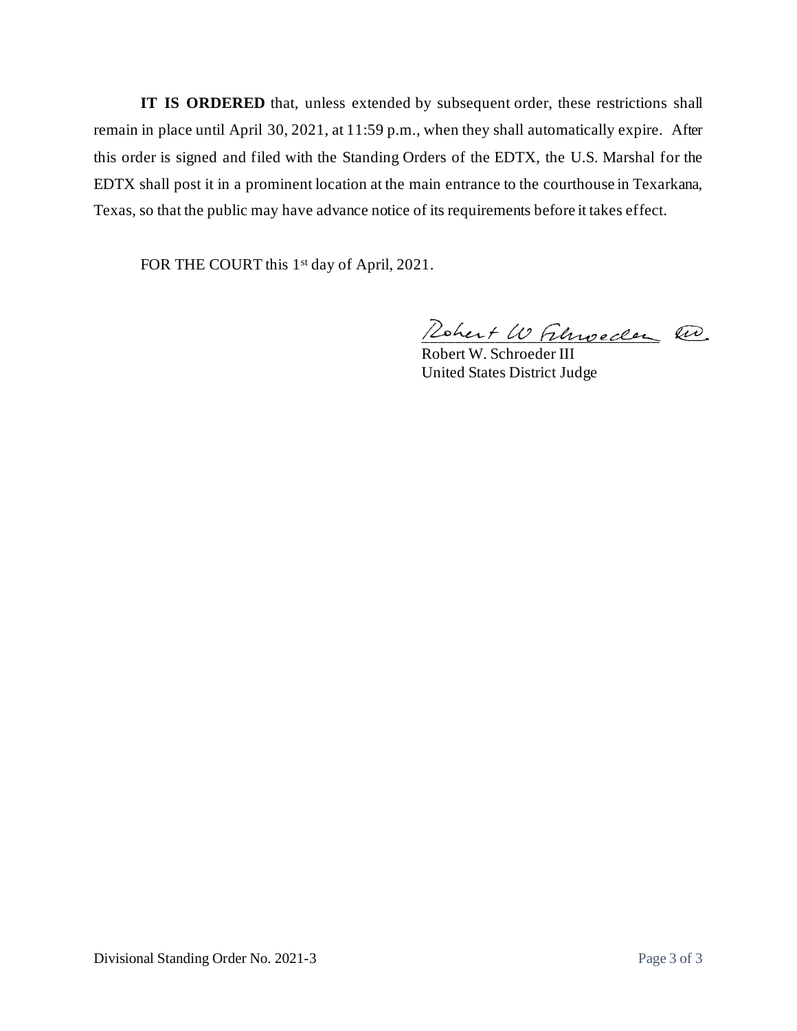**IT IS ORDERED** that, unless extended by subsequent order, these restrictions shall remain in place until April 30, 2021, at 11:59 p.m., when they shall automatically expire. After this order is signed and filed with the Standing Orders of the EDTX, the U.S. Marshal for the EDTX shall post it in a prominent location at the main entrance to the courthouse in Texarkana, Texas, so that the public may have advance notice of its requirements before it takes effect.

FOR THE COURT this 1st day of April, 2021.

Robert W. Schroeder III
United States District Judge

Divisional Standing Order No. 2021-3